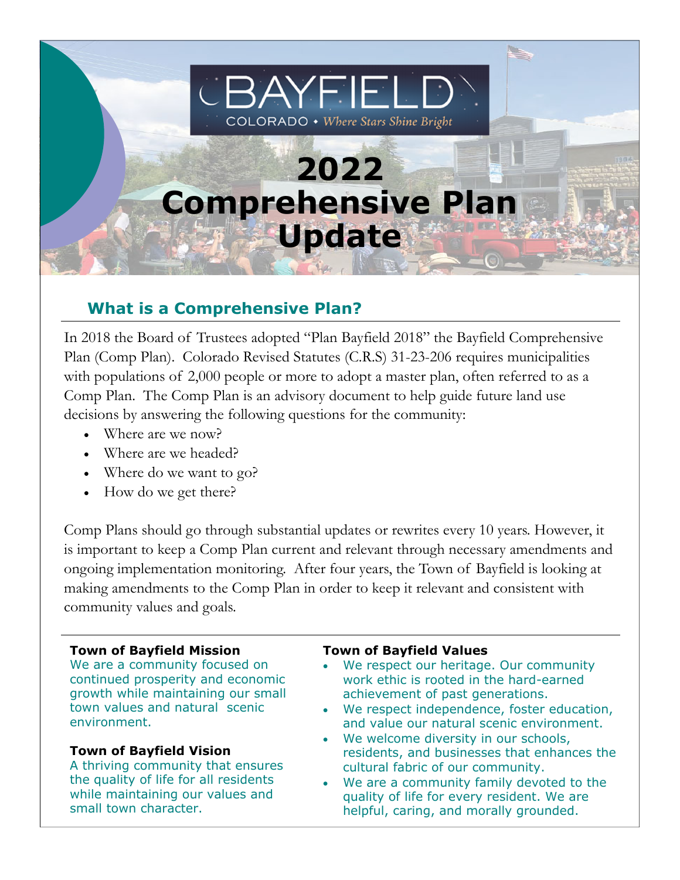BAYFIELD

COLORADO • *Where Stars Shine Bright*

# 2022 Comprehensive Plan Update

## What is a Comprehensive Plan?

In 2018 the Board of Trustees adopted "Plan Bayfield 2018" the Bayfield Comprehensive Plan (Comp Plan). Colorado Revised Statutes (C.R.S) 31-23-206 requires municipalities with populations of 2,000 people or more to adopt a master plan, often referred to as a Comp Plan. The Comp Plan is an advisory document to help guide future land use decisions by answering the following questions for the community:

- Where are we now?
- Where are we headed?
- Where do we want to go?
- How do we get there?

Comp Plans should go through substantial updates or rewrites every 10 years. However, it is important to keep a Comp Plan current and relevant through necessary amendments and ongoing implementation monitoring. After four years, the Town of Bayfield is looking at making amendments to the Comp Plan in order to keep it relevant and consistent with community values and goals.

**Town of Bayfield Mission**

We are a community focused on continued prosperity and economic growth while maintaining our small town values and natural scenic environment.

**Town of Bayfield Vision**

A thriving community that ensures the quality of life for all residents while maintaining our values and small town character.

**Town of Bayfield Values**

- We respect our heritage. Our community work ethic is rooted in the hard-earned achievement of past generations.
- We respect independence, foster education, and value our natural scenic environment.
- We welcome diversity in our schools, residents, and businesses that enhances the cultural fabric of our community.
- We are a community family devoted to the quality of life for every resident. We are helpful, caring, and morally grounded.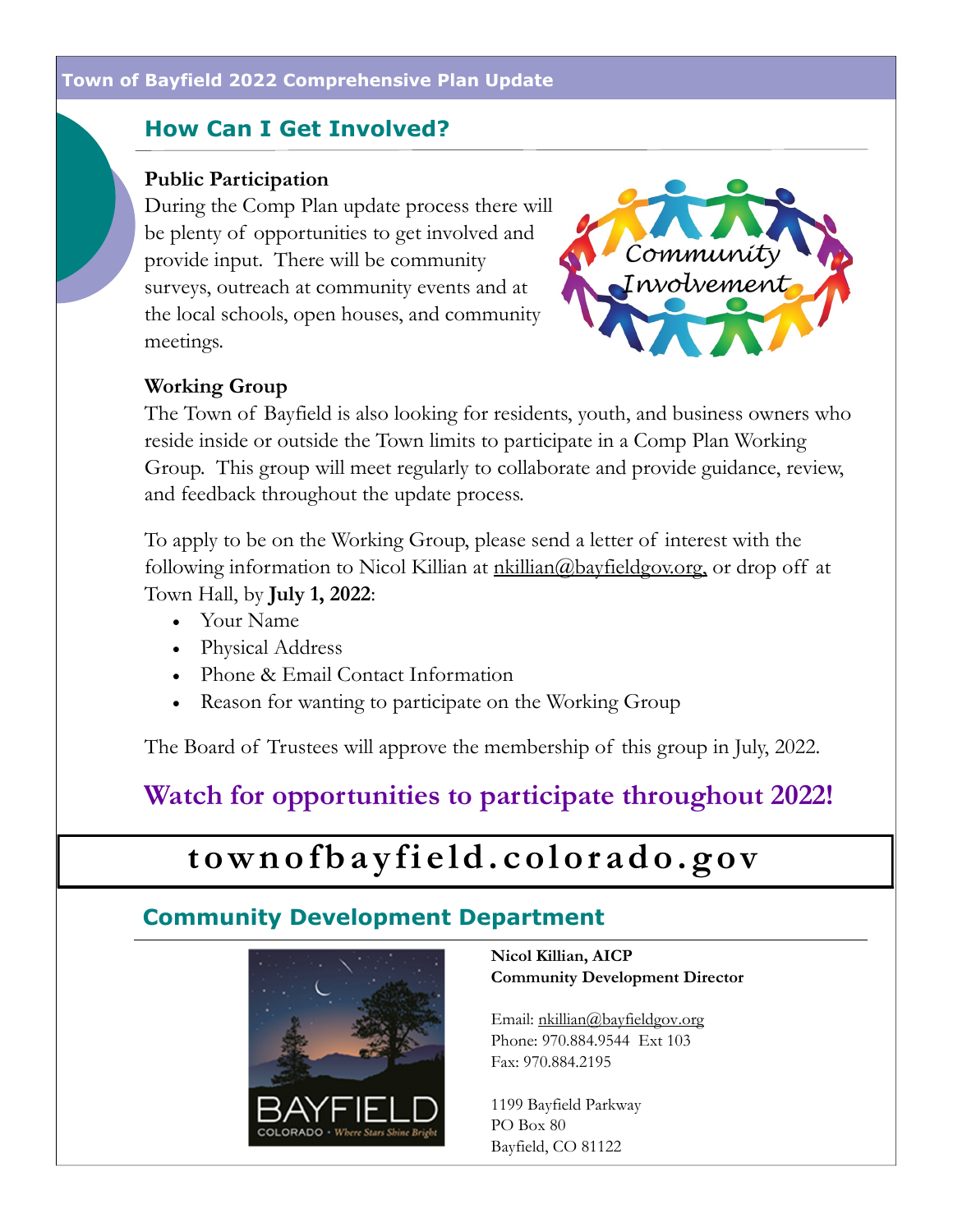## How Can I Get Involved?

**Public Participation**

During the Comp Plan update process there will be plenty of opportunities to get involved and provide input. There will be community surveys, outreach at community events and at the local schools, open houses, and community meetings.

**Working Group**

The Town of Bayfield is also looking for residents, youth, and business owners who reside inside or outside the Town limits to participate in a Comp Plan Working Group. This group will meet regularly to collaborate and provide guidance, review, and feedback throughout the update process.

To apply to be on the Working Group, please send a letter of interest with the following information to Nicol Killian at nkillian@bayfieldgov.org, or drop off at Town Hall, by **July 1, 2022**:

- Your Name
- Physical Address
- Phone & Email Contact Information
- Reason for wanting to participate on the Working Group

The Board of Trustees will approve the membership of this group in July, 2022.

## Watch for opportunities to participate throughout 2022!

**townofbayfield.colorado.gov**

## Community Development Department

**Nicol Killian, AICP**
**Community Development Director**

Email: nkillian@bayfieldgov.org
Phone: 970.884.9544 Ext 103
Fax: 970.884.2195

1199 Bayfield Parkway
PO Box 80
Bayfield, CO 81122